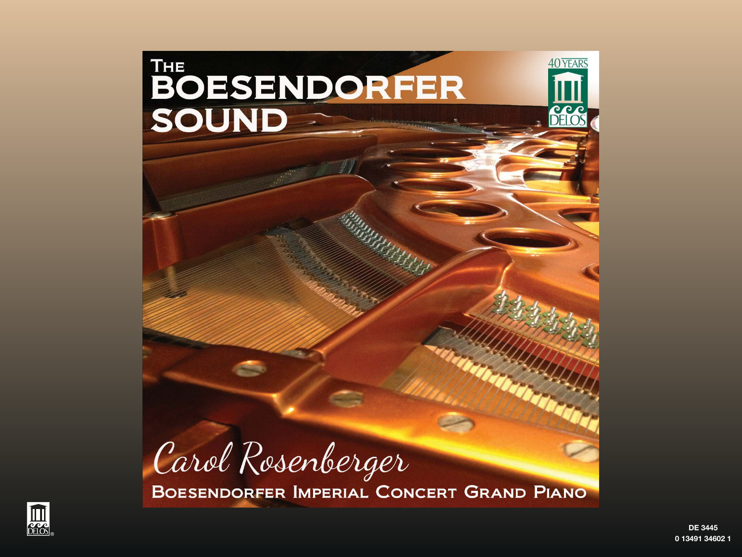# THE BOESENDORFER SOUND

40 YEARS

DELOS

*Carol Rosenberger*

BOESENDORFER IMPERIAL CONCERT GRAND PIANO

DELOS®

DE 3445
0 13491 34602 1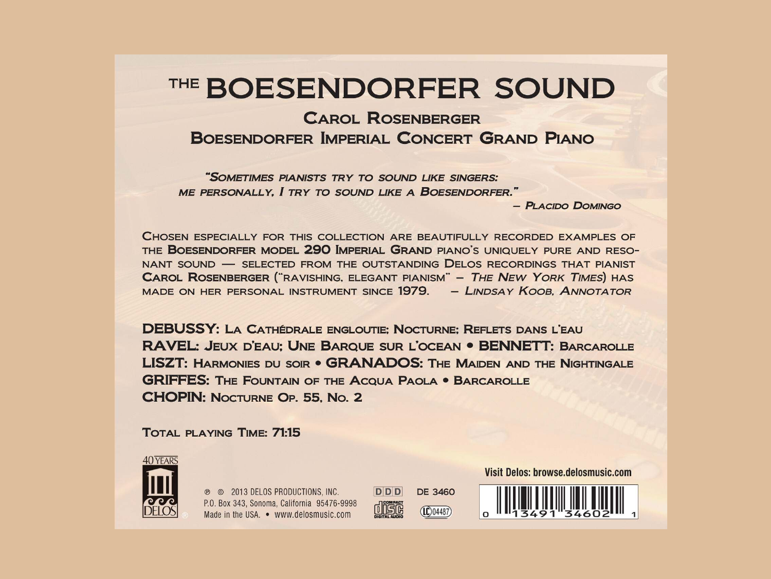# THE BOESENDORFER SOUND

## Carol Rosenberger

## Boesendorfer Imperial Concert Grand Piano

*"Sometimes pianists try to sound like singers: me personally, I try to sound like a Boesendorfer."*

*– Placido Domingo*

Chosen especially for this collection are beautifully recorded examples of the **Boesendorfer model 290 Imperial Grand** piano's uniquely pure and resonant sound — selected from the outstanding Delos recordings that pianist **Carol Rosenberger** ("ravishing, elegant pianism" – *The New York Times*) has made on her personal instrument since 1979. – *Lindsay Koob, Annotator*

**DEBUSSY:** La Cathédrale engloutie; Nocturne; Reflets dans l'eau
**RAVEL:** Jeux d'eau; Une Barque sur l'ocean • **BENNETT:** Barcarolle
**LISZT:** Harmonies du soir • **GRANADOS:** The Maiden and the Nightingale
**GRIFFES:** The Fountain of the Acqua Paola • Barcarolle
**CHOPIN:** Nocturne Op. 55, No. 2

**Total playing Time: 71:15**

40 YEARS DELOS

℗ © 2013 DELOS PRODUCTIONS, INC.
P.O. Box 343, Sonoma, California 95476-9998
Made in the USA. • www.delosmusic.com

DDD DE 3460

LC 04487

Visit Delos: browse.delosmusic.com

0 13491 34602 1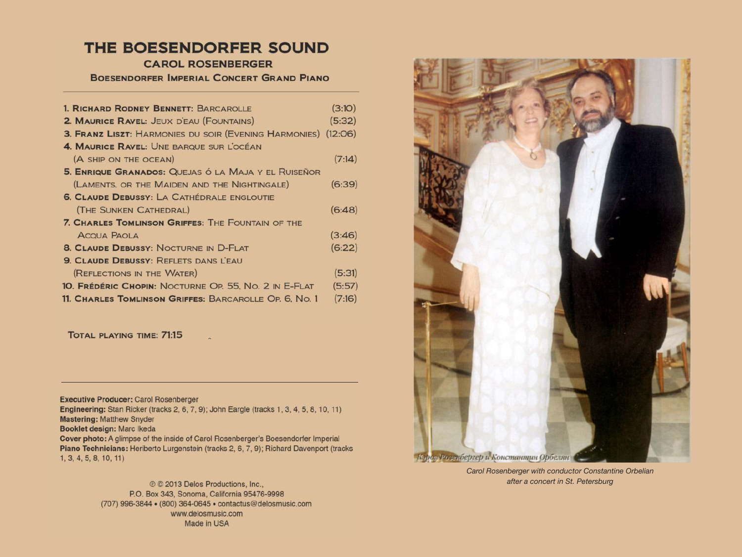# THE BOESENDORFER SOUND

## CAROL ROSENBERGER

### BOESENDORFER IMPERIAL CONCERT GRAND PIANO

1. **RICHARD RODNEY BENNETT:** BARCAROLLE (3:10)
2. **MAURICE RAVEL:** JEUX D'EAU (FOUNTAINS) (5:32)
3. **FRANZ LISZT:** HARMONIES DU SOIR (EVENING HARMONIES) (12:06)
4. **MAURICE RAVEL:** UNE BARQUE SUR L'OCÉAN (A SHIP ON THE OCEAN) (7:14)
5. **ENRIQUE GRANADOS:** QUEJAS Ó LA MAJA Y EL RUISEÑOR (LAMENTS, OR THE MAIDEN AND THE NIGHTINGALE) (6:39)
6. **CLAUDE DEBUSSY:** LA CATHÉDRALE ENGLOUTIE (THE SUNKEN CATHEDRAL) (6:48)
7. **CHARLES TOMLINSON GRIFFES:** THE FOUNTAIN OF THE ACQUA PAOLA (3:46)
8. **CLAUDE DEBUSSY:** NOCTURNE IN D-FLAT (6:22)
9. **CLAUDE DEBUSSY:** REFLETS DANS L'EAU (REFLECTIONS IN THE WATER) (5:31)
10. **FRÉDÉRIC CHOPIN:** NOCTURNE OP. 55, NO. 2 IN E-FLAT (5:57)
11. **CHARLES TOMLINSON GRIFFES:** BARCAROLLE OP. 6, NO. 1 (7:16)

TOTAL PLAYING TIME: **71:15**

---

**Executive Producer:** Carol Rosenberger
**Engineering:** Stan Ricker (tracks 2, 6, 7, 9); John Eargle (tracks 1, 3, 4, 5, 8, 10, 11)
**Mastering:** Matthew Snyder
**Booklet design:** Marc Ikeda
**Cover photo:** A glimpse of the inside of Carol Rosenberger's Boesendorfer Imperial
**Piano Technicians:** Heriberto Lurgenstein (tracks 2, 6, 7, 9); Richard Davenport (tracks 1, 3, 4, 5, 8, 10, 11)

℗ © 2013 Delos Productions, Inc.,
P.O. Box 343, Sonoma, California 95476-9998
(707) 996-3844 • (800) 364-0645 • contactus@delosmusic.com
www.delosmusic.com
Made in USA

Кэрол Розенбергер и Константин Орбелян

*Carol Rosenberger with conductor Constantine Orbelian after a concert in St. Petersburg*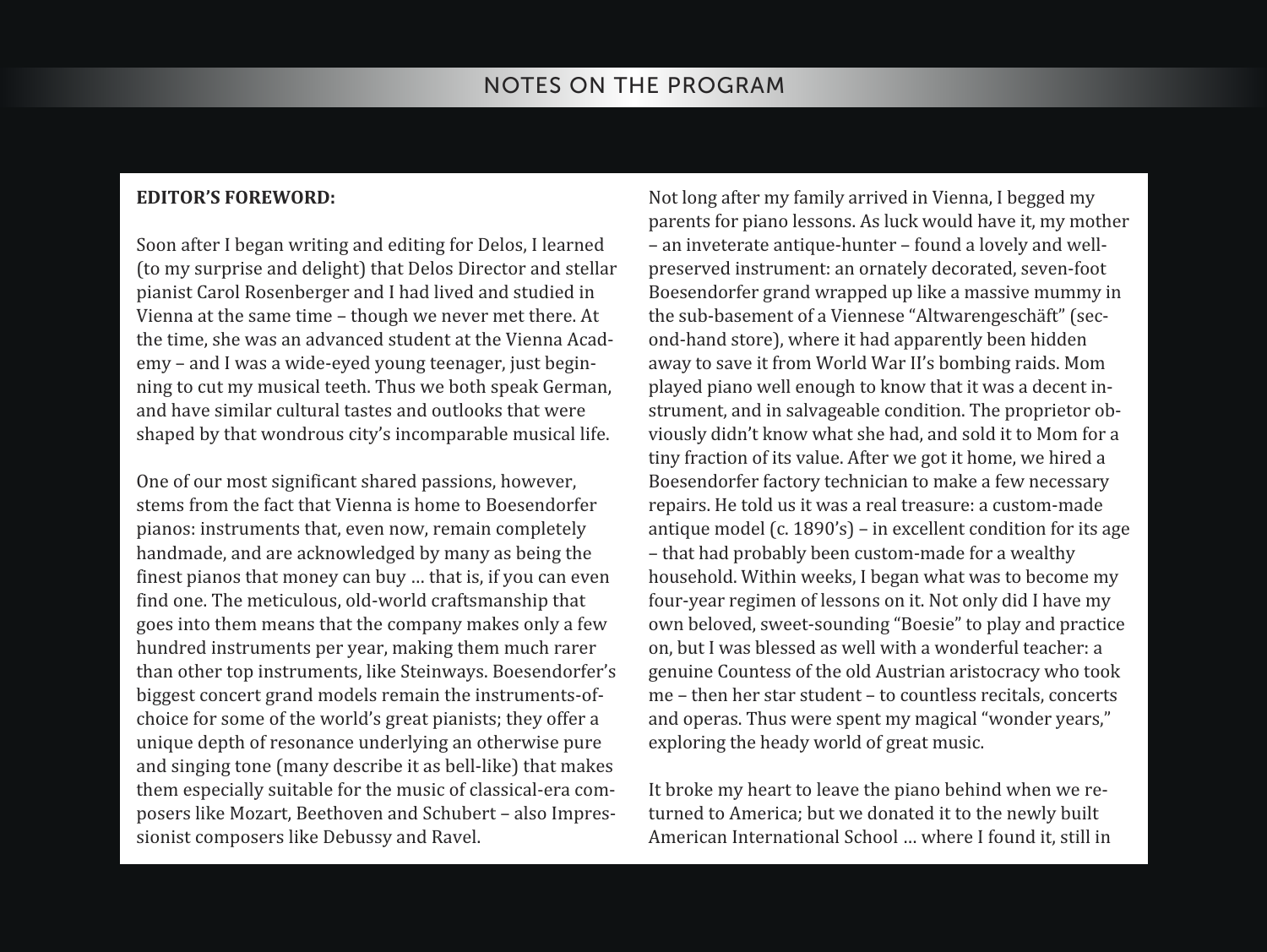**EDITOR'S FOREWORD:**

Soon after I began writing and editing for Delos, I learned (to my surprise and delight) that Delos Director and stellar pianist Carol Rosenberger and I had lived and studied in Vienna at the same time – though we never met there. At the time, she was an advanced student at the Vienna Academy – and I was a wide-eyed young teenager, just beginning to cut my musical teeth. Thus we both speak German, and have similar cultural tastes and outlooks that were shaped by that wondrous city's incomparable musical life.

One of our most significant shared passions, however, stems from the fact that Vienna is home to Boesendorfer pianos: instruments that, even now, remain completely handmade, and are acknowledged by many as being the finest pianos that money can buy … that is, if you can even find one. The meticulous, old-world craftsmanship that goes into them means that the company makes only a few hundred instruments per year, making them much rarer than other top instruments, like Steinways. Boesendorfer's biggest concert grand models remain the instruments-of-choice for some of the world's great pianists; they offer a unique depth of resonance underlying an otherwise pure and singing tone (many describe it as bell-like) that makes them especially suitable for the music of classical-era composers like Mozart, Beethoven and Schubert – also Impressionist composers like Debussy and Ravel.

Not long after my family arrived in Vienna, I begged my parents for piano lessons. As luck would have it, my mother – an inveterate antique-hunter – found a lovely and well-preserved instrument: an ornately decorated, seven-foot Boesendorfer grand wrapped up like a massive mummy in the sub-basement of a Viennese "Altwarengeschäft" (second-hand store), where it had apparently been hidden away to save it from World War II's bombing raids. Mom played piano well enough to know that it was a decent instrument, and in salvageable condition. The proprietor obviously didn't know what she had, and sold it to Mom for a tiny fraction of its value. After we got it home, we hired a Boesendorfer factory technician to make a few necessary repairs. He told us it was a real treasure: a custom-made antique model (c. 1890's) – in excellent condition for its age – that had probably been custom-made for a wealthy household. Within weeks, I began what was to become my four-year regimen of lessons on it. Not only did I have my own beloved, sweet-sounding "Boesie" to play and practice on, but I was blessed as well with a wonderful teacher: a genuine Countess of the old Austrian aristocracy who took me – then her star student – to countless recitals, concerts and operas. Thus were spent my magical "wonder years," exploring the heady world of great music.

It broke my heart to leave the piano behind when we returned to America; but we donated it to the newly built American International School … where I found it, still in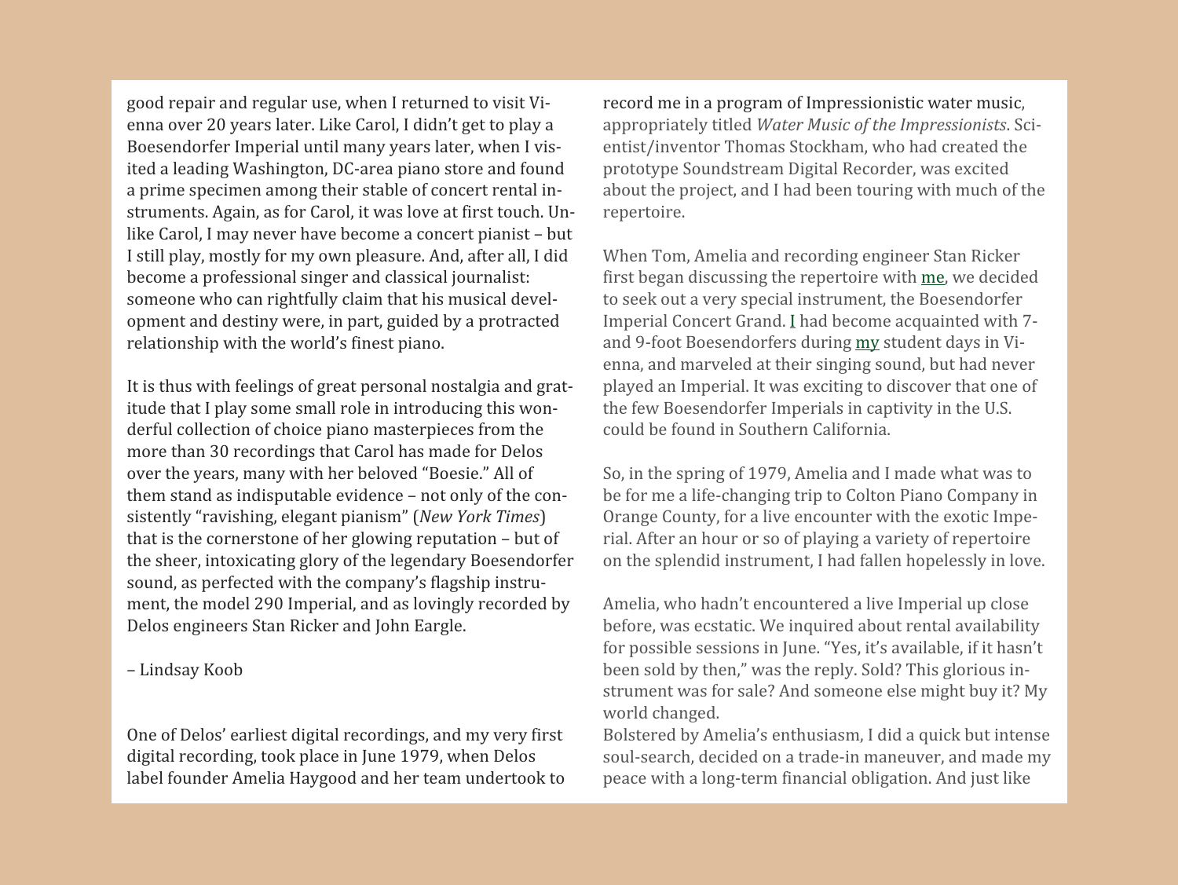good repair and regular use, when I returned to visit Vienna over 20 years later. Like Carol, I didn't get to play a Boesendorfer Imperial until many years later, when I visited a leading Washington, DC-area piano store and found a prime specimen among their stable of concert rental instruments. Again, as for Carol, it was love at first touch. Unlike Carol, I may never have become a concert pianist – but I still play, mostly for my own pleasure. And, after all, I did become a professional singer and classical journalist: someone who can rightfully claim that his musical development and destiny were, in part, guided by a protracted relationship with the world's finest piano.

It is thus with feelings of great personal nostalgia and gratitude that I play some small role in introducing this wonderful collection of choice piano masterpieces from the more than 30 recordings that Carol has made for Delos over the years, many with her beloved "Boesie." All of them stand as indisputable evidence – not only of the consistently "ravishing, elegant pianism" (*New York Times*) that is the cornerstone of her glowing reputation – but of the sheer, intoxicating glory of the legendary Boesendorfer sound, as perfected with the company's flagship instrument, the model 290 Imperial, and as lovingly recorded by Delos engineers Stan Ricker and John Eargle.

– Lindsay Koob

One of Delos' earliest digital recordings, and my very first digital recording, took place in June 1979, when Delos label founder Amelia Haygood and her team undertook to record me in a program of Impressionistic water music, appropriately titled *Water Music of the Impressionists*. Scientist/inventor Thomas Stockham, who had created the prototype Soundstream Digital Recorder, was excited about the project, and I had been touring with much of the repertoire.

When Tom, Amelia and recording engineer Stan Ricker first began discussing the repertoire with me, we decided to seek out a very special instrument, the Boesendorfer Imperial Concert Grand. I had become acquainted with 7- and 9-foot Boesendorfers during my student days in Vienna, and marveled at their singing sound, but had never played an Imperial. It was exciting to discover that one of the few Boesendorfer Imperials in captivity in the U.S. could be found in Southern California.

So, in the spring of 1979, Amelia and I made what was to be for me a life-changing trip to Colton Piano Company in Orange County, for a live encounter with the exotic Imperial. After an hour or so of playing a variety of repertoire on the splendid instrument, I had fallen hopelessly in love.

Amelia, who hadn't encountered a live Imperial up close before, was ecstatic. We inquired about rental availability for possible sessions in June. "Yes, it's available, if it hasn't been sold by then," was the reply. Sold? This glorious instrument was for sale? And someone else might buy it? My world changed.

Bolstered by Amelia's enthusiasm, I did a quick but intense soul-search, decided on a trade-in maneuver, and made my peace with a long-term financial obligation. And just like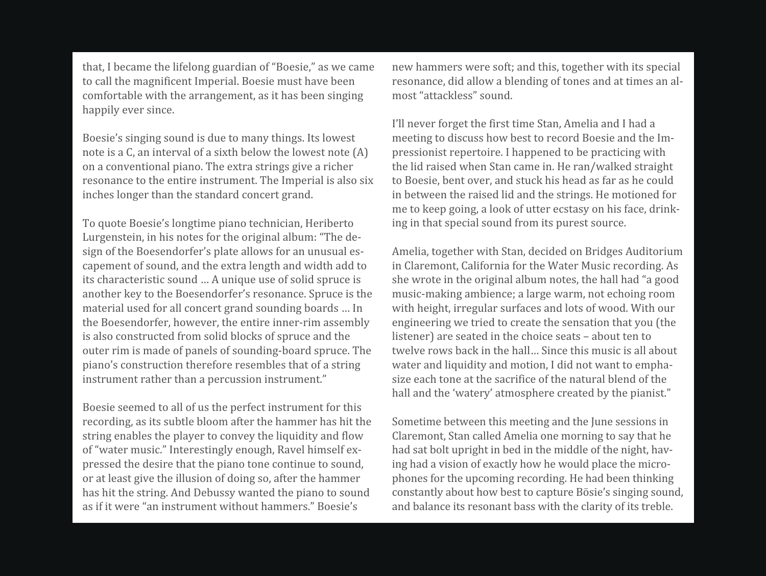that, I became the lifelong guardian of "Boesie," as we came to call the magnificent Imperial. Boesie must have been comfortable with the arrangement, as it has been singing happily ever since.

Boesie's singing sound is due to many things. Its lowest note is a C, an interval of a sixth below the lowest note (A) on a conventional piano. The extra strings give a richer resonance to the entire instrument. The Imperial is also six inches longer than the standard concert grand.

To quote Boesie's longtime piano technician, Heriberto Lurgenstein, in his notes for the original album: "The design of the Boesendorfer's plate allows for an unusual escapement of sound, and the extra length and width add to its characteristic sound … A unique use of solid spruce is another key to the Boesendorfer's resonance. Spruce is the material used for all concert grand sounding boards … In the Boesendorfer, however, the entire inner-rim assembly is also constructed from solid blocks of spruce and the outer rim is made of panels of sounding-board spruce. The piano's construction therefore resembles that of a string instrument rather than a percussion instrument."

Boesie seemed to all of us the perfect instrument for this recording, as its subtle bloom after the hammer has hit the string enables the player to convey the liquidity and flow of "water music." Interestingly enough, Ravel himself expressed the desire that the piano tone continue to sound, or at least give the illusion of doing so, after the hammer has hit the string. And Debussy wanted the piano to sound as if it were "an instrument without hammers." Boesie's new hammers were soft; and this, together with its special resonance, did allow a blending of tones and at times an almost "attackless" sound.

I'll never forget the first time Stan, Amelia and I had a meeting to discuss how best to record Boesie and the Impressionist repertoire. I happened to be practicing with the lid raised when Stan came in. He ran/walked straight to Boesie, bent over, and stuck his head as far as he could in between the raised lid and the strings. He motioned for me to keep going, a look of utter ecstasy on his face, drinking in that special sound from its purest source.

Amelia, together with Stan, decided on Bridges Auditorium in Claremont, California for the Water Music recording. As she wrote in the original album notes, the hall had "a good music-making ambience; a large warm, not echoing room with height, irregular surfaces and lots of wood. With our engineering we tried to create the sensation that you (the listener) are seated in the choice seats – about ten to twelve rows back in the hall… Since this music is all about water and liquidity and motion, I did not want to emphasize each tone at the sacrifice of the natural blend of the hall and the 'watery' atmosphere created by the pianist."

Sometime between this meeting and the June sessions in Claremont, Stan called Amelia one morning to say that he had sat bolt upright in bed in the middle of the night, having had a vision of exactly how he would place the microphones for the upcoming recording. He had been thinking constantly about how best to capture Bösie's singing sound, and balance its resonant bass with the clarity of its treble.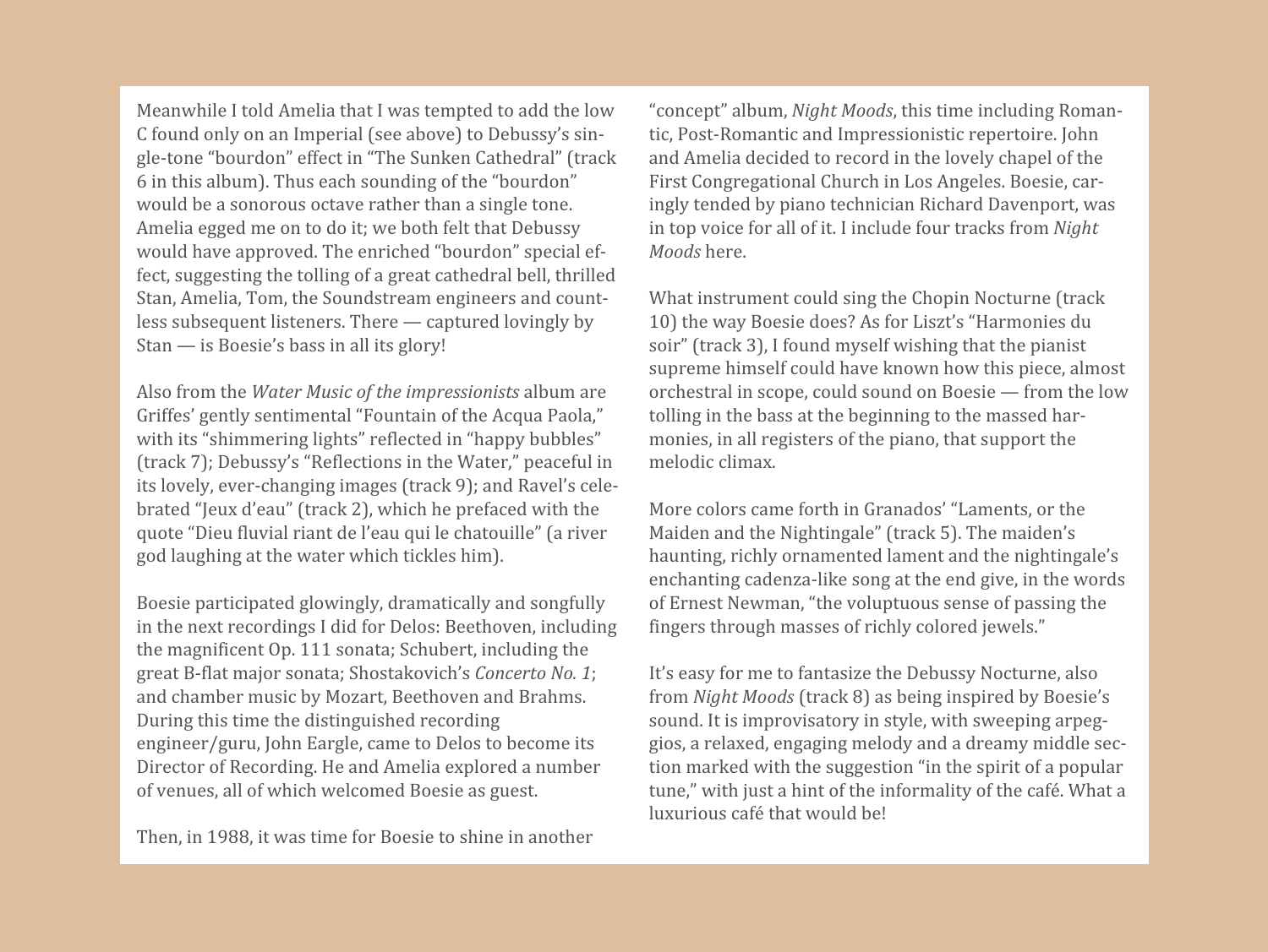Meanwhile I told Amelia that I was tempted to add the low C found only on an Imperial (see above) to Debussy's single-tone "bourdon" effect in "The Sunken Cathedral" (track 6 in this album). Thus each sounding of the "bourdon" would be a sonorous octave rather than a single tone. Amelia egged me on to do it; we both felt that Debussy would have approved. The enriched "bourdon" special effect, suggesting the tolling of a great cathedral bell, thrilled Stan, Amelia, Tom, the Soundstream engineers and countless subsequent listeners. There — captured lovingly by Stan — is Boesie's bass in all its glory!

Also from the *Water Music of the impressionists* album are Griffes' gently sentimental "Fountain of the Acqua Paola," with its "shimmering lights" reflected in "happy bubbles" (track 7); Debussy's "Reflections in the Water," peaceful in its lovely, ever-changing images (track 9); and Ravel's celebrated "Jeux d'eau" (track 2), which he prefaced with the quote "Dieu fluvial riant de l'eau qui le chatouille" (a river god laughing at the water which tickles him).

Boesie participated glowingly, dramatically and songfully in the next recordings I did for Delos: Beethoven, including the magnificent Op. 111 sonata; Schubert, including the great B-flat major sonata; Shostakovich's *Concerto No. 1*; and chamber music by Mozart, Beethoven and Brahms. During this time the distinguished recording engineer/guru, John Eargle, came to Delos to become its Director of Recording. He and Amelia explored a number of venues, all of which welcomed Boesie as guest.

Then, in 1988, it was time for Boesie to shine in another "concept" album, *Night Moods*, this time including Romantic, Post-Romantic and Impressionistic repertoire. John and Amelia decided to record in the lovely chapel of the First Congregational Church in Los Angeles. Boesie, caringly tended by piano technician Richard Davenport, was in top voice for all of it. I include four tracks from *Night Moods* here.

What instrument could sing the Chopin Nocturne (track 10) the way Boesie does? As for Liszt's "Harmonies du soir" (track 3), I found myself wishing that the pianist supreme himself could have known how this piece, almost orchestral in scope, could sound on Boesie — from the low tolling in the bass at the beginning to the massed harmonies, in all registers of the piano, that support the melodic climax.

More colors came forth in Granados' "Laments, or the Maiden and the Nightingale" (track 5). The maiden's haunting, richly ornamented lament and the nightingale's enchanting cadenza-like song at the end give, in the words of Ernest Newman, "the voluptuous sense of passing the fingers through masses of richly colored jewels."

It's easy for me to fantasize the Debussy Nocturne, also from *Night Moods* (track 8) as being inspired by Boesie's sound. It is improvisatory in style, with sweeping arpeggios, a relaxed, engaging melody and a dreamy middle section marked with the suggestion "in the spirit of a popular tune," with just a hint of the informality of the café. What a luxurious café that would be!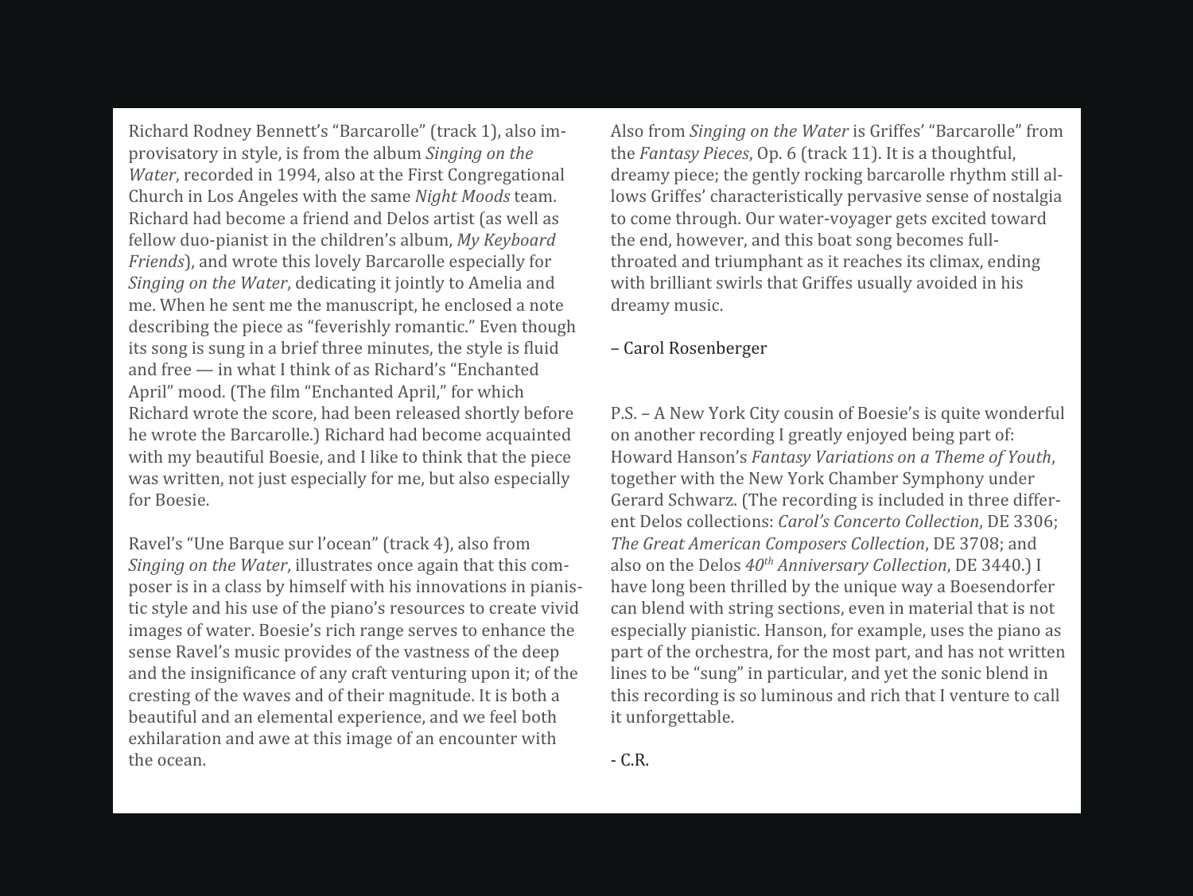Richard Rodney Bennett's "Barcarolle" (track 1), also improvisatory in style, is from the album *Singing on the Water*, recorded in 1994, also at the First Congregational Church in Los Angeles with the same *Night Moods* team. Richard had become a friend and Delos artist (as well as fellow duo-pianist in the children's album, *My Keyboard Friends*), and wrote this lovely Barcarolle especially for *Singing on the Water*, dedicating it jointly to Amelia and me. When he sent me the manuscript, he enclosed a note describing the piece as "feverishly romantic." Even though its song is sung in a brief three minutes, the style is fluid and free — in what I think of as Richard's "Enchanted April" mood. (The film "Enchanted April," for which Richard wrote the score, had been released shortly before he wrote the Barcarolle.) Richard had become acquainted with my beautiful Boesie, and I like to think that the piece was written, not just especially for me, but also especially for Boesie.

Ravel's "Une Barque sur l'ocean" (track 4), also from *Singing on the Water*, illustrates once again that this composer is in a class by himself with his innovations in pianistic style and his use of the piano's resources to create vivid images of water. Boesie's rich range serves to enhance the sense Ravel's music provides of the vastness of the deep and the insignificance of any craft venturing upon it; of the cresting of the waves and of their magnitude. It is both a beautiful and an elemental experience, and we feel both exhilaration and awe at this image of an encounter with the ocean.

Also from *Singing on the Water* is Griffes' "Barcarolle" from the *Fantasy Pieces*, Op. 6 (track 11). It is a thoughtful, dreamy piece; the gently rocking barcarolle rhythm still allows Griffes' characteristically pervasive sense of nostalgia to come through. Our water-voyager gets excited toward the end, however, and this boat song becomes full-throated and triumphant as it reaches its climax, ending with brilliant swirls that Griffes usually avoided in his dreamy music.

– Carol Rosenberger

P.S. – A New York City cousin of Boesie's is quite wonderful on another recording I greatly enjoyed being part of: Howard Hanson's *Fantasy Variations on a Theme of Youth*, together with the New York Chamber Symphony under Gerard Schwarz. (The recording is included in three different Delos collections: *Carol's Concerto Collection*, DE 3306; *The Great American Composers Collection*, DE 3708; and also on the Delos *40th Anniversary Collection*, DE 3440.) I have long been thrilled by the unique way a Boesendorfer can blend with string sections, even in material that is not especially pianistic. Hanson, for example, uses the piano as part of the orchestra, for the most part, and has not written lines to be "sung" in particular, and yet the sonic blend in this recording is so luminous and rich that I venture to call it unforgettable.

- C.R.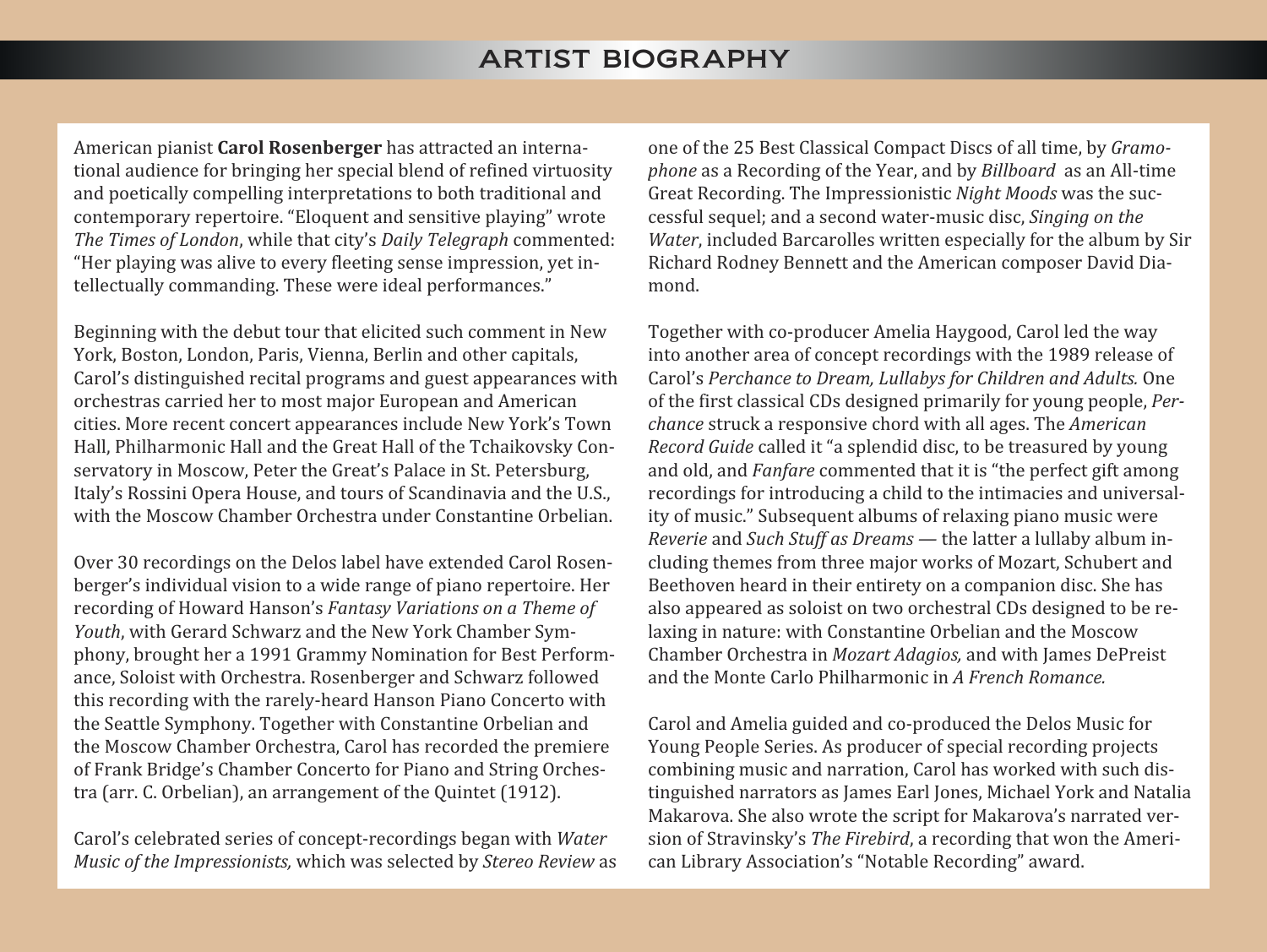# ARTIST BIOGRAPHY

American pianist **Carol Rosenberger** has attracted an international audience for bringing her special blend of refined virtuosity and poetically compelling interpretations to both traditional and contemporary repertoire. "Eloquent and sensitive playing" wrote *The Times of London*, while that city's *Daily Telegraph* commented: "Her playing was alive to every fleeting sense impression, yet intellectually commanding. These were ideal performances."

Beginning with the debut tour that elicited such comment in New York, Boston, London, Paris, Vienna, Berlin and other capitals, Carol's distinguished recital programs and guest appearances with orchestras carried her to most major European and American cities. More recent concert appearances include New York's Town Hall, Philharmonic Hall and the Great Hall of the Tchaikovsky Conservatory in Moscow, Peter the Great's Palace in St. Petersburg, Italy's Rossini Opera House, and tours of Scandinavia and the U.S., with the Moscow Chamber Orchestra under Constantine Orbelian.

Over 30 recordings on the Delos label have extended Carol Rosenberger's individual vision to a wide range of piano repertoire. Her recording of Howard Hanson's *Fantasy Variations on a Theme of Youth*, with Gerard Schwarz and the New York Chamber Symphony, brought her a 1991 Grammy Nomination for Best Performance, Soloist with Orchestra. Rosenberger and Schwarz followed this recording with the rarely-heard Hanson Piano Concerto with the Seattle Symphony. Together with Constantine Orbelian and the Moscow Chamber Orchestra, Carol has recorded the premiere of Frank Bridge's Chamber Concerto for Piano and String Orchestra (arr. C. Orbelian), an arrangement of the Quintet (1912).

Carol's celebrated series of concept-recordings began with *Water Music of the Impressionists,* which was selected by *Stereo Review* as one of the 25 Best Classical Compact Discs of all time, by *Gramophone* as a Recording of the Year, and by *Billboard* as an All-time Great Recording. The Impressionistic *Night Moods* was the successful sequel; and a second water-music disc, *Singing on the Water*, included Barcarolles written especially for the album by Sir Richard Rodney Bennett and the American composer David Diamond.

Together with co-producer Amelia Haygood, Carol led the way into another area of concept recordings with the 1989 release of Carol's *Perchance to Dream, Lullabys for Children and Adults.* One of the first classical CDs designed primarily for young people, *Perchance* struck a responsive chord with all ages. The *American Record Guide* called it "a splendid disc, to be treasured by young and old, and *Fanfare* commented that it is "the perfect gift among recordings for introducing a child to the intimacies and universality of music." Subsequent albums of relaxing piano music were *Reverie* and *Such Stuff as Dreams* — the latter a lullaby album including themes from three major works of Mozart, Schubert and Beethoven heard in their entirety on a companion disc. She has also appeared as soloist on two orchestral CDs designed to be relaxing in nature: with Constantine Orbelian and the Moscow Chamber Orchestra in *Mozart Adagios,* and with James DePreist and the Monte Carlo Philharmonic in *A French Romance.*

Carol and Amelia guided and co-produced the Delos Music for Young People Series. As producer of special recording projects combining music and narration, Carol has worked with such distinguished narrators as James Earl Jones, Michael York and Natalia Makarova. She also wrote the script for Makarova's narrated version of Stravinsky's *The Firebird*, a recording that won the American Library Association's "Notable Recording" award.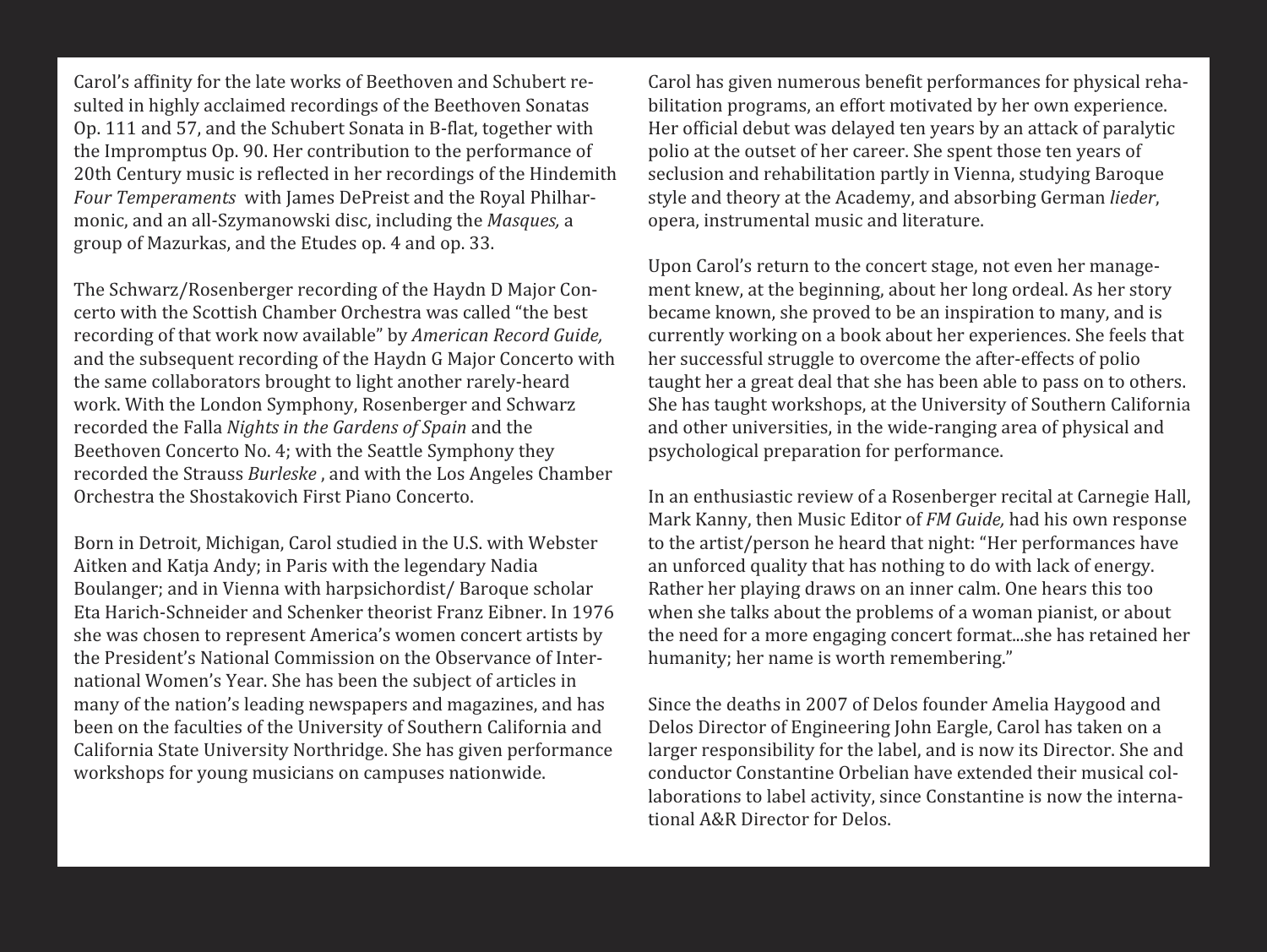Carol's affinity for the late works of Beethoven and Schubert resulted in highly acclaimed recordings of the Beethoven Sonatas Op. 111 and 57, and the Schubert Sonata in B-flat, together with the Impromptus Op. 90. Her contribution to the performance of 20th Century music is reflected in her recordings of the Hindemith *Four Temperaments* with James DePreist and the Royal Philharmonic, and an all-Szymanowski disc, including the *Masques,* a group of Mazurkas, and the Etudes op. 4 and op. 33.

The Schwarz/Rosenberger recording of the Haydn D Major Concerto with the Scottish Chamber Orchestra was called "the best recording of that work now available" by *American Record Guide,* and the subsequent recording of the Haydn G Major Concerto with the same collaborators brought to light another rarely-heard work. With the London Symphony, Rosenberger and Schwarz recorded the Falla *Nights in the Gardens of Spain* and the Beethoven Concerto No. 4; with the Seattle Symphony they recorded the Strauss *Burleske* , and with the Los Angeles Chamber Orchestra the Shostakovich First Piano Concerto.

Born in Detroit, Michigan, Carol studied in the U.S. with Webster Aitken and Katja Andy; in Paris with the legendary Nadia Boulanger; and in Vienna with harpsichordist/ Baroque scholar Eta Harich-Schneider and Schenker theorist Franz Eibner. In 1976 she was chosen to represent America's women concert artists by the President's National Commission on the Observance of International Women's Year. She has been the subject of articles in many of the nation's leading newspapers and magazines, and has been on the faculties of the University of Southern California and California State University Northridge. She has given performance workshops for young musicians on campuses nationwide.

Carol has given numerous benefit performances for physical rehabilitation programs, an effort motivated by her own experience. Her official debut was delayed ten years by an attack of paralytic polio at the outset of her career. She spent those ten years of seclusion and rehabilitation partly in Vienna, studying Baroque style and theory at the Academy, and absorbing German *lieder*, opera, instrumental music and literature.

Upon Carol's return to the concert stage, not even her management knew, at the beginning, about her long ordeal. As her story became known, she proved to be an inspiration to many, and is currently working on a book about her experiences. She feels that her successful struggle to overcome the after-effects of polio taught her a great deal that she has been able to pass on to others. She has taught workshops, at the University of Southern California and other universities, in the wide-ranging area of physical and psychological preparation for performance.

In an enthusiastic review of a Rosenberger recital at Carnegie Hall, Mark Kanny, then Music Editor of *FM Guide,* had his own response to the artist/person he heard that night: "Her performances have an unforced quality that has nothing to do with lack of energy. Rather her playing draws on an inner calm. One hears this too when she talks about the problems of a woman pianist, or about the need for a more engaging concert format...she has retained her humanity; her name is worth remembering."

Since the deaths in 2007 of Delos founder Amelia Haygood and Delos Director of Engineering John Eargle, Carol has taken on a larger responsibility for the label, and is now its Director. She and conductor Constantine Orbelian have extended their musical collaborations to label activity, since Constantine is now the international A&R Director for Delos.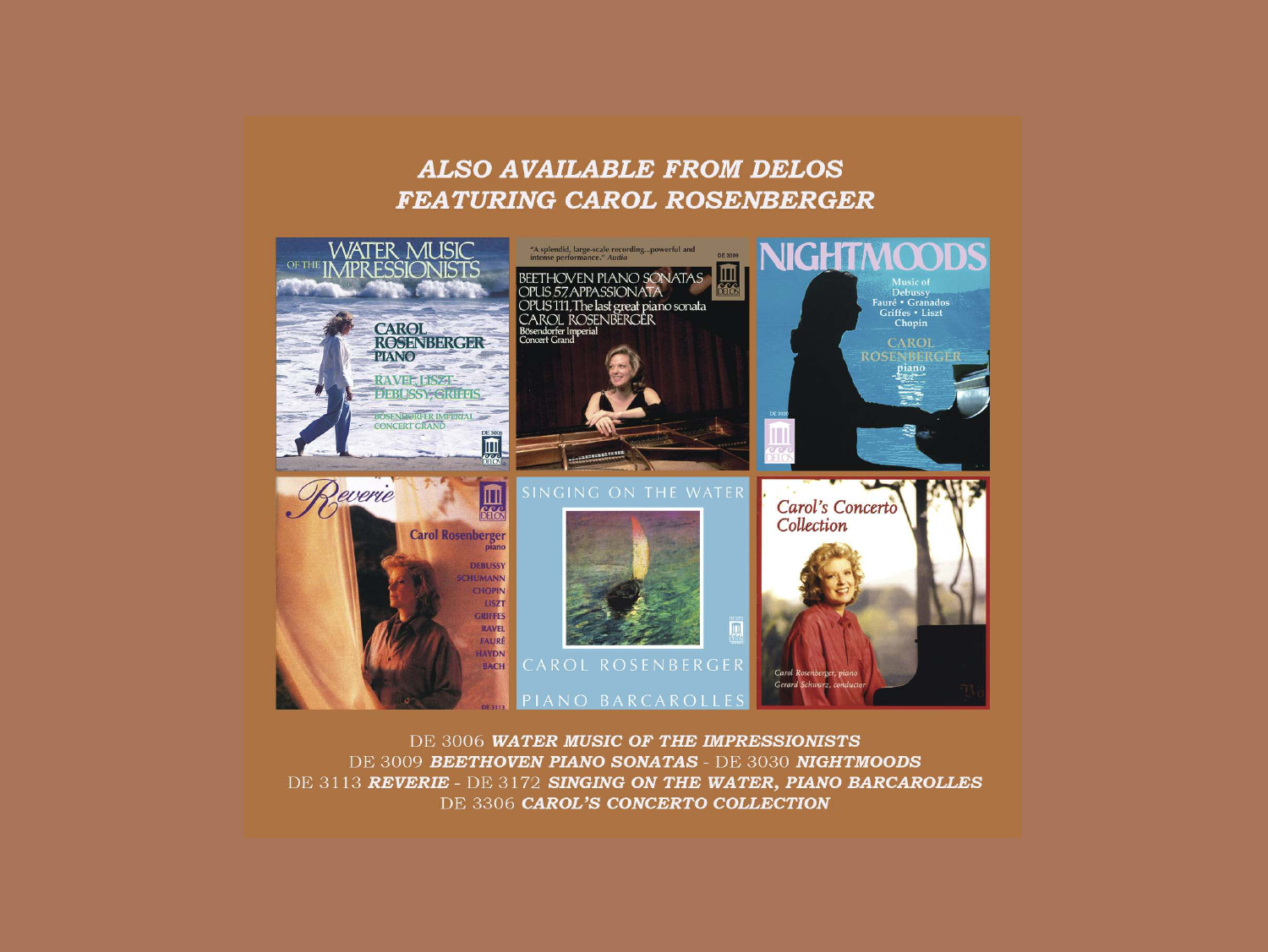## *ALSO AVAILABLE FROM DELOS*
## *FEATURING CAROL ROSENBERGER*

DE 3006 ***WATER MUSIC OF THE IMPRESSIONISTS***
DE 3009 ***BEETHOVEN PIANO SONATAS*** - DE 3030 ***NIGHTMOODS***
DE 3113 ***REVERIE*** - DE 3172 ***SINGING ON THE WATER, PIANO BARCAROLLES***
DE 3306 ***CAROL'S CONCERTO COLLECTION***